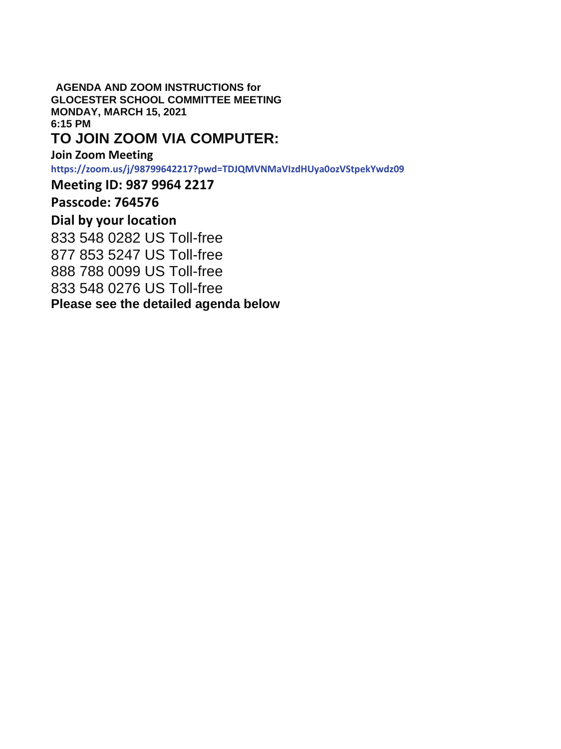**AGENDA AND ZOOM INSTRUCTIONS for**
**GLOCESTER SCHOOL COMMITTEE MEETING**
**MONDAY, MARCH 15, 2021**
**6:15 PM**

# TO JOIN ZOOM VIA COMPUTER:

**Join Zoom Meeting**

**https://zoom.us/j/98799642217?pwd=TDJQMVNMaVIzdHUya0ozVStpekYwdz09**

## Meeting ID: 987 9964 2217

## Passcode: 764576

## Dial by your location

833 548 0282 US Toll-free
877 853 5247 US Toll-free
888 788 0099 US Toll-free
833 548 0276 US Toll-free

**Please see the detailed agenda below**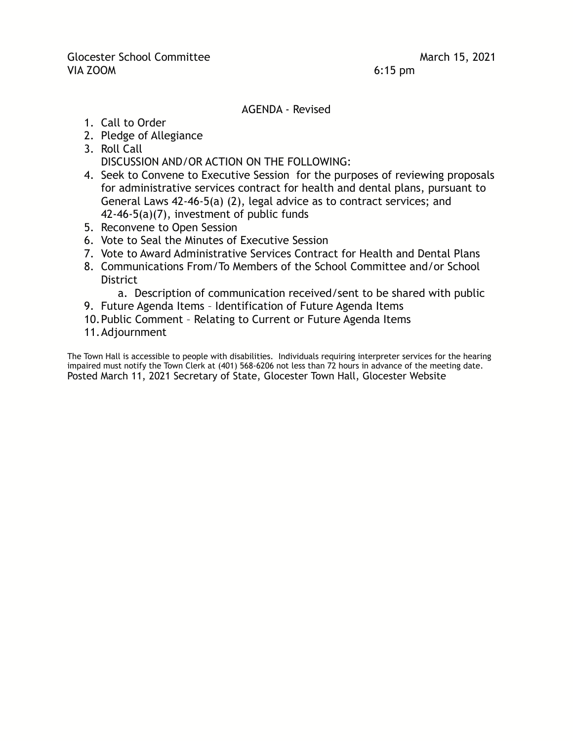Glocester School Committee March 15, 2021
VIA ZOOM 6:15 pm

AGENDA - Revised

1. Call to Order
2. Pledge of Allegiance
3. Roll Call

   DISCUSSION AND/OR ACTION ON THE FOLLOWING:
4. Seek to Convene to Executive Session for the purposes of reviewing proposals for administrative services contract for health and dental plans, pursuant to General Laws 42-46-5(a) (2), legal advice as to contract services; and 42-46-5(a)(7), investment of public funds
5. Reconvene to Open Session
6. Vote to Seal the Minutes of Executive Session
7. Vote to Award Administrative Services Contract for Health and Dental Plans
8. Communications From/To Members of the School Committee and/or School District
   a. Description of communication received/sent to be shared with public
9. Future Agenda Items – Identification of Future Agenda Items
10. Public Comment – Relating to Current or Future Agenda Items
11. Adjournment

The Town Hall is accessible to people with disabilities. Individuals requiring interpreter services for the hearing impaired must notify the Town Clerk at (401) 568-6206 not less than 72 hours in advance of the meeting date.
Posted March 11, 2021 Secretary of State, Glocester Town Hall, Glocester Website